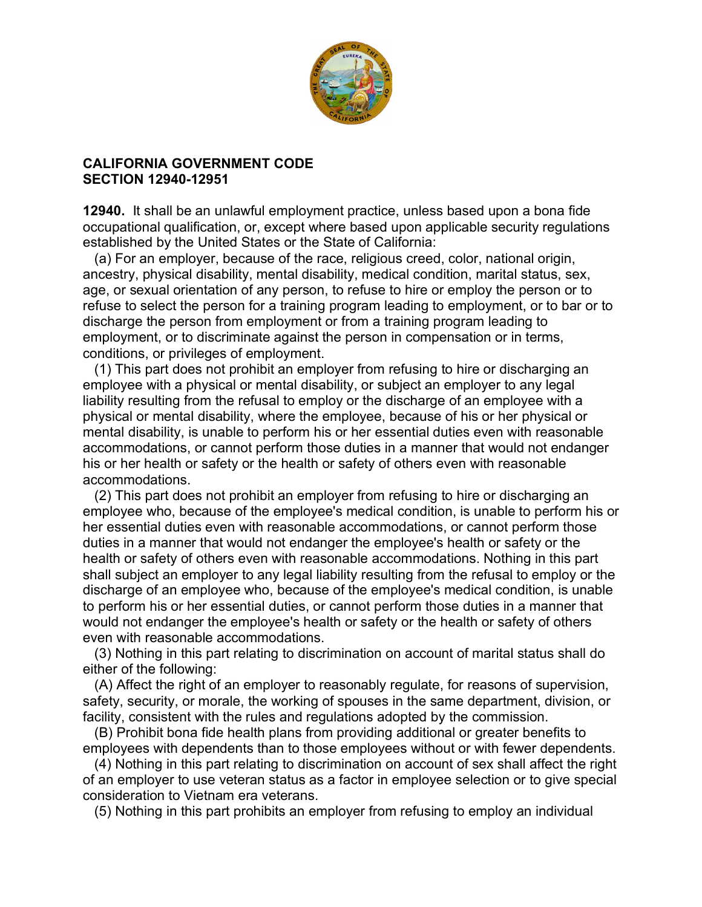**CALIFORNIA GOVERNMENT CODE**
**SECTION 12940-12951**

**12940.** It shall be an unlawful employment practice, unless based upon a bona fide occupational qualification, or, except where based upon applicable security regulations established by the United States or the State of California:

(a) For an employer, because of the race, religious creed, color, national origin, ancestry, physical disability, mental disability, medical condition, marital status, sex, age, or sexual orientation of any person, to refuse to hire or employ the person or to refuse to select the person for a training program leading to employment, or to bar or to discharge the person from employment or from a training program leading to employment, or to discriminate against the person in compensation or in terms, conditions, or privileges of employment.

(1) This part does not prohibit an employer from refusing to hire or discharging an employee with a physical or mental disability, or subject an employer to any legal liability resulting from the refusal to employ or the discharge of an employee with a physical or mental disability, where the employee, because of his or her physical or mental disability, is unable to perform his or her essential duties even with reasonable accommodations, or cannot perform those duties in a manner that would not endanger his or her health or safety or the health or safety of others even with reasonable accommodations.

(2) This part does not prohibit an employer from refusing to hire or discharging an employee who, because of the employee's medical condition, is unable to perform his or her essential duties even with reasonable accommodations, or cannot perform those duties in a manner that would not endanger the employee's health or safety or the health or safety of others even with reasonable accommodations. Nothing in this part shall subject an employer to any legal liability resulting from the refusal to employ or the discharge of an employee who, because of the employee's medical condition, is unable to perform his or her essential duties, or cannot perform those duties in a manner that would not endanger the employee's health or safety or the health or safety of others even with reasonable accommodations.

(3) Nothing in this part relating to discrimination on account of marital status shall do either of the following:

(A) Affect the right of an employer to reasonably regulate, for reasons of supervision, safety, security, or morale, the working of spouses in the same department, division, or facility, consistent with the rules and regulations adopted by the commission.

(B) Prohibit bona fide health plans from providing additional or greater benefits to employees with dependents than to those employees without or with fewer dependents.

(4) Nothing in this part relating to discrimination on account of sex shall affect the right of an employer to use veteran status as a factor in employee selection or to give special consideration to Vietnam era veterans.

(5) Nothing in this part prohibits an employer from refusing to employ an individual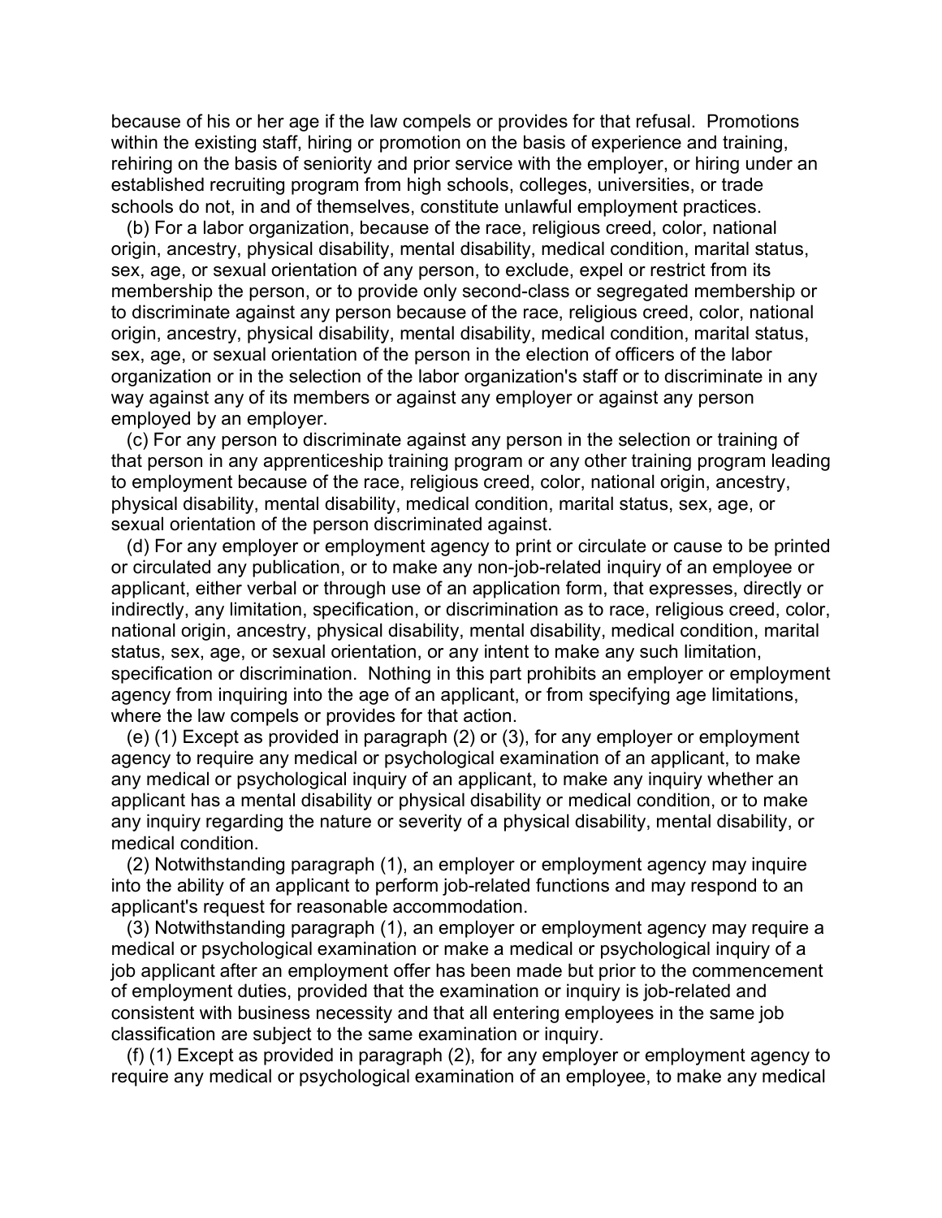because of his or her age if the law compels or provides for that refusal. Promotions within the existing staff, hiring or promotion on the basis of experience and training, rehiring on the basis of seniority and prior service with the employer, or hiring under an established recruiting program from high schools, colleges, universities, or trade schools do not, in and of themselves, constitute unlawful employment practices.

(b) For a labor organization, because of the race, religious creed, color, national origin, ancestry, physical disability, mental disability, medical condition, marital status, sex, age, or sexual orientation of any person, to exclude, expel or restrict from its membership the person, or to provide only second-class or segregated membership or to discriminate against any person because of the race, religious creed, color, national origin, ancestry, physical disability, mental disability, medical condition, marital status, sex, age, or sexual orientation of the person in the election of officers of the labor organization or in the selection of the labor organization's staff or to discriminate in any way against any of its members or against any employer or against any person employed by an employer.

(c) For any person to discriminate against any person in the selection or training of that person in any apprenticeship training program or any other training program leading to employment because of the race, religious creed, color, national origin, ancestry, physical disability, mental disability, medical condition, marital status, sex, age, or sexual orientation of the person discriminated against.

(d) For any employer or employment agency to print or circulate or cause to be printed or circulated any publication, or to make any non-job-related inquiry of an employee or applicant, either verbal or through use of an application form, that expresses, directly or indirectly, any limitation, specification, or discrimination as to race, religious creed, color, national origin, ancestry, physical disability, mental disability, medical condition, marital status, sex, age, or sexual orientation, or any intent to make any such limitation, specification or discrimination. Nothing in this part prohibits an employer or employment agency from inquiring into the age of an applicant, or from specifying age limitations, where the law compels or provides for that action.

(e) (1) Except as provided in paragraph (2) or (3), for any employer or employment agency to require any medical or psychological examination of an applicant, to make any medical or psychological inquiry of an applicant, to make any inquiry whether an applicant has a mental disability or physical disability or medical condition, or to make any inquiry regarding the nature or severity of a physical disability, mental disability, or medical condition.

(2) Notwithstanding paragraph (1), an employer or employment agency may inquire into the ability of an applicant to perform job-related functions and may respond to an applicant's request for reasonable accommodation.

(3) Notwithstanding paragraph (1), an employer or employment agency may require a medical or psychological examination or make a medical or psychological inquiry of a job applicant after an employment offer has been made but prior to the commencement of employment duties, provided that the examination or inquiry is job-related and consistent with business necessity and that all entering employees in the same job classification are subject to the same examination or inquiry.

(f) (1) Except as provided in paragraph (2), for any employer or employment agency to require any medical or psychological examination of an employee, to make any medical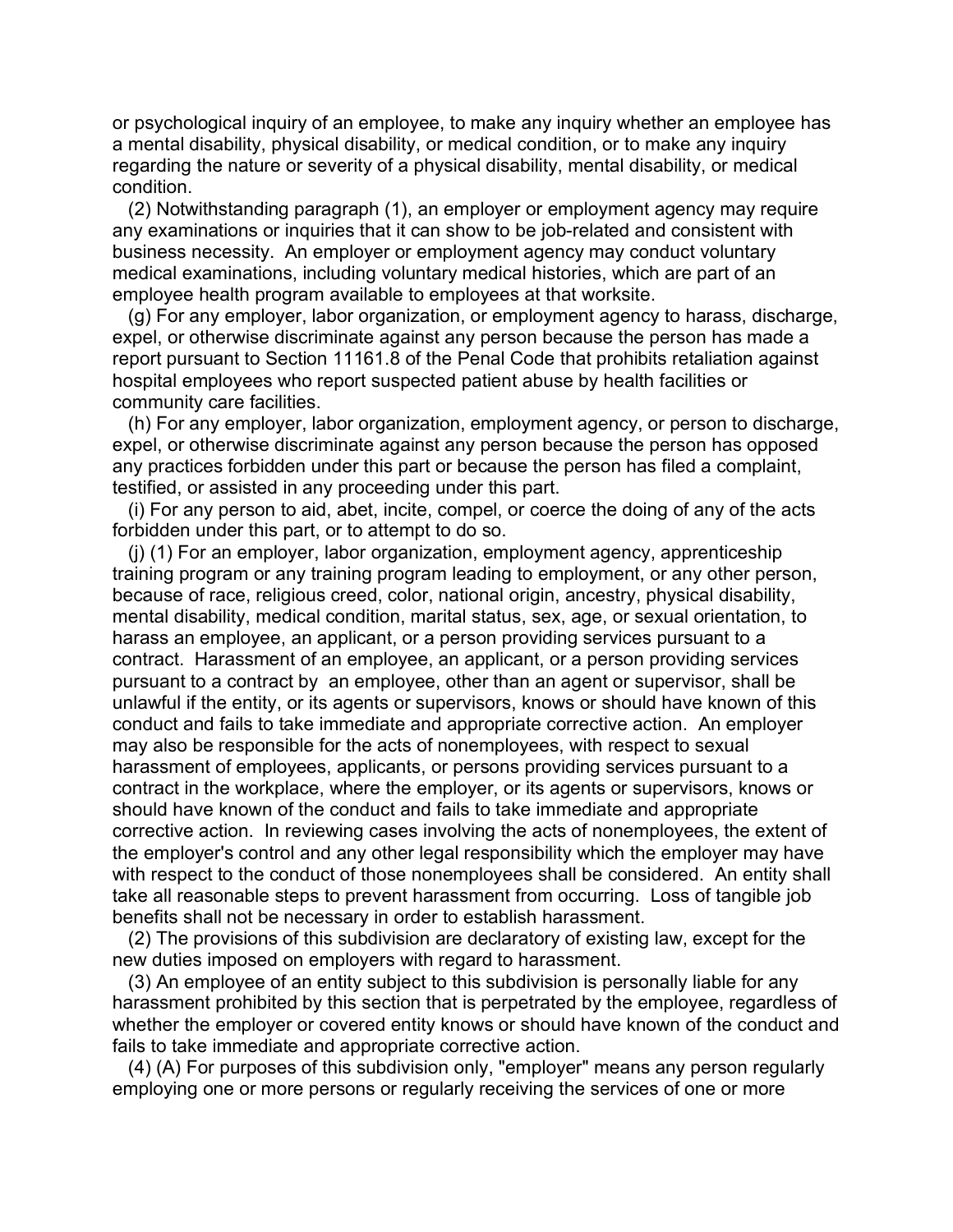or psychological inquiry of an employee, to make any inquiry whether an employee has a mental disability, physical disability, or medical condition, or to make any inquiry regarding the nature or severity of a physical disability, mental disability, or medical condition.

(2) Notwithstanding paragraph (1), an employer or employment agency may require any examinations or inquiries that it can show to be job-related and consistent with business necessity. An employer or employment agency may conduct voluntary medical examinations, including voluntary medical histories, which are part of an employee health program available to employees at that worksite.

(g) For any employer, labor organization, or employment agency to harass, discharge, expel, or otherwise discriminate against any person because the person has made a report pursuant to Section 11161.8 of the Penal Code that prohibits retaliation against hospital employees who report suspected patient abuse by health facilities or community care facilities.

(h) For any employer, labor organization, employment agency, or person to discharge, expel, or otherwise discriminate against any person because the person has opposed any practices forbidden under this part or because the person has filed a complaint, testified, or assisted in any proceeding under this part.

(i) For any person to aid, abet, incite, compel, or coerce the doing of any of the acts forbidden under this part, or to attempt to do so.

(j) (1) For an employer, labor organization, employment agency, apprenticeship training program or any training program leading to employment, or any other person, because of race, religious creed, color, national origin, ancestry, physical disability, mental disability, medical condition, marital status, sex, age, or sexual orientation, to harass an employee, an applicant, or a person providing services pursuant to a contract. Harassment of an employee, an applicant, or a person providing services pursuant to a contract by an employee, other than an agent or supervisor, shall be unlawful if the entity, or its agents or supervisors, knows or should have known of this conduct and fails to take immediate and appropriate corrective action. An employer may also be responsible for the acts of nonemployees, with respect to sexual harassment of employees, applicants, or persons providing services pursuant to a contract in the workplace, where the employer, or its agents or supervisors, knows or should have known of the conduct and fails to take immediate and appropriate corrective action. In reviewing cases involving the acts of nonemployees, the extent of the employer's control and any other legal responsibility which the employer may have with respect to the conduct of those nonemployees shall be considered. An entity shall take all reasonable steps to prevent harassment from occurring. Loss of tangible job benefits shall not be necessary in order to establish harassment.

(2) The provisions of this subdivision are declaratory of existing law, except for the new duties imposed on employers with regard to harassment.

(3) An employee of an entity subject to this subdivision is personally liable for any harassment prohibited by this section that is perpetrated by the employee, regardless of whether the employer or covered entity knows or should have known of the conduct and fails to take immediate and appropriate corrective action.

(4) (A) For purposes of this subdivision only, "employer" means any person regularly employing one or more persons or regularly receiving the services of one or more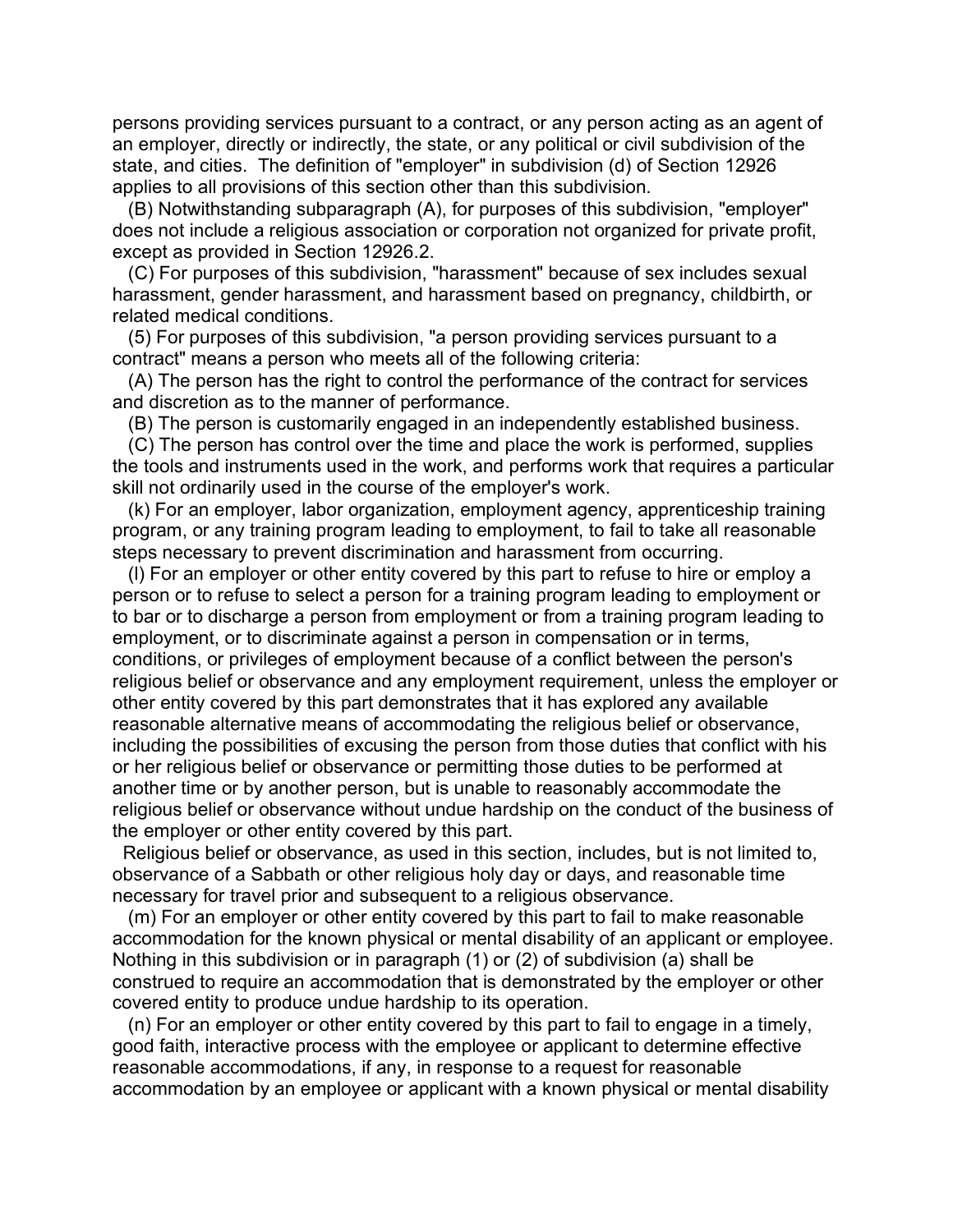persons providing services pursuant to a contract, or any person acting as an agent of an employer, directly or indirectly, the state, or any political or civil subdivision of the state, and cities. The definition of "employer" in subdivision (d) of Section 12926 applies to all provisions of this section other than this subdivision.

(B) Notwithstanding subparagraph (A), for purposes of this subdivision, "employer" does not include a religious association or corporation not organized for private profit, except as provided in Section 12926.2.

(C) For purposes of this subdivision, "harassment" because of sex includes sexual harassment, gender harassment, and harassment based on pregnancy, childbirth, or related medical conditions.

(5) For purposes of this subdivision, "a person providing services pursuant to a contract" means a person who meets all of the following criteria:

(A) The person has the right to control the performance of the contract for services and discretion as to the manner of performance.

(B) The person is customarily engaged in an independently established business.

(C) The person has control over the time and place the work is performed, supplies the tools and instruments used in the work, and performs work that requires a particular skill not ordinarily used in the course of the employer's work.

(k) For an employer, labor organization, employment agency, apprenticeship training program, or any training program leading to employment, to fail to take all reasonable steps necessary to prevent discrimination and harassment from occurring.

(l) For an employer or other entity covered by this part to refuse to hire or employ a person or to refuse to select a person for a training program leading to employment or to bar or to discharge a person from employment or from a training program leading to employment, or to discriminate against a person in compensation or in terms, conditions, or privileges of employment because of a conflict between the person's religious belief or observance and any employment requirement, unless the employer or other entity covered by this part demonstrates that it has explored any available reasonable alternative means of accommodating the religious belief or observance, including the possibilities of excusing the person from those duties that conflict with his or her religious belief or observance or permitting those duties to be performed at another time or by another person, but is unable to reasonably accommodate the religious belief or observance without undue hardship on the conduct of the business of the employer or other entity covered by this part.

Religious belief or observance, as used in this section, includes, but is not limited to, observance of a Sabbath or other religious holy day or days, and reasonable time necessary for travel prior and subsequent to a religious observance.

(m) For an employer or other entity covered by this part to fail to make reasonable accommodation for the known physical or mental disability of an applicant or employee. Nothing in this subdivision or in paragraph (1) or (2) of subdivision (a) shall be construed to require an accommodation that is demonstrated by the employer or other covered entity to produce undue hardship to its operation.

(n) For an employer or other entity covered by this part to fail to engage in a timely, good faith, interactive process with the employee or applicant to determine effective reasonable accommodations, if any, in response to a request for reasonable accommodation by an employee or applicant with a known physical or mental disability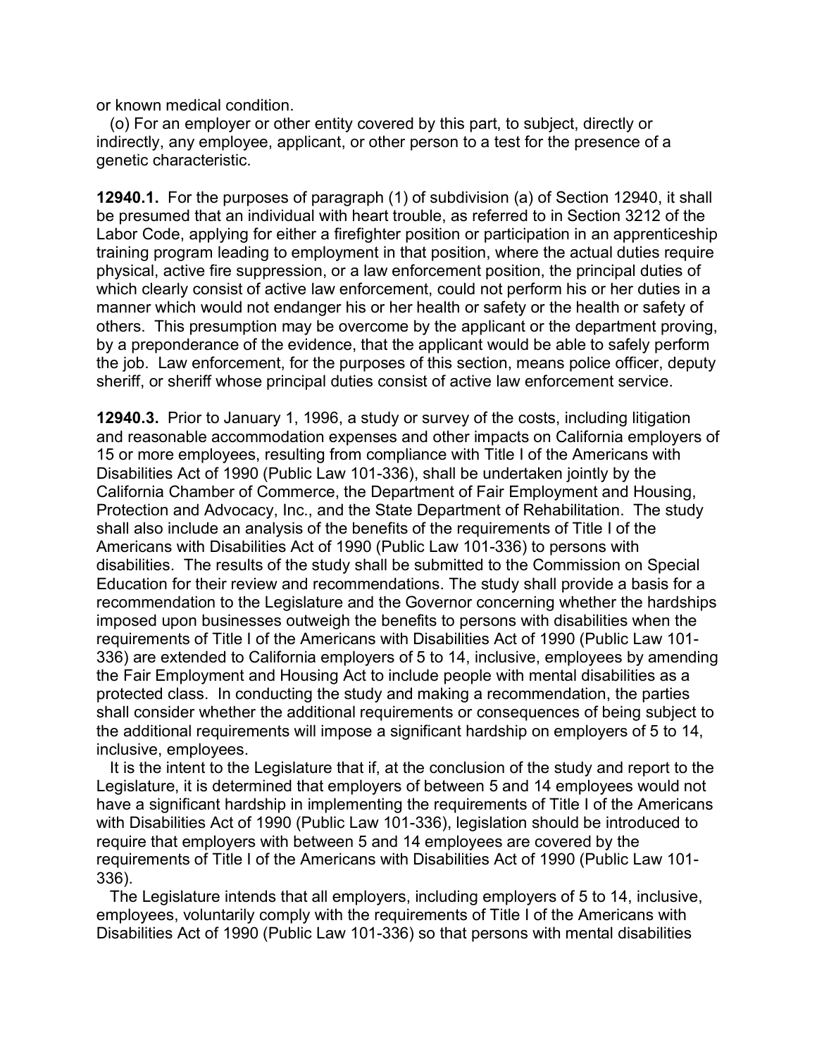or known medical condition.

(o) For an employer or other entity covered by this part, to subject, directly or indirectly, any employee, applicant, or other person to a test for the presence of a genetic characteristic.

**12940.1.** For the purposes of paragraph (1) of subdivision (a) of Section 12940, it shall be presumed that an individual with heart trouble, as referred to in Section 3212 of the Labor Code, applying for either a firefighter position or participation in an apprenticeship training program leading to employment in that position, where the actual duties require physical, active fire suppression, or a law enforcement position, the principal duties of which clearly consist of active law enforcement, could not perform his or her duties in a manner which would not endanger his or her health or safety or the health or safety of others. This presumption may be overcome by the applicant or the department proving, by a preponderance of the evidence, that the applicant would be able to safely perform the job. Law enforcement, for the purposes of this section, means police officer, deputy sheriff, or sheriff whose principal duties consist of active law enforcement service.

**12940.3.** Prior to January 1, 1996, a study or survey of the costs, including litigation and reasonable accommodation expenses and other impacts on California employers of 15 or more employees, resulting from compliance with Title I of the Americans with Disabilities Act of 1990 (Public Law 101-336), shall be undertaken jointly by the California Chamber of Commerce, the Department of Fair Employment and Housing, Protection and Advocacy, Inc., and the State Department of Rehabilitation. The study shall also include an analysis of the benefits of the requirements of Title I of the Americans with Disabilities Act of 1990 (Public Law 101-336) to persons with disabilities. The results of the study shall be submitted to the Commission on Special Education for their review and recommendations. The study shall provide a basis for a recommendation to the Legislature and the Governor concerning whether the hardships imposed upon businesses outweigh the benefits to persons with disabilities when the requirements of Title I of the Americans with Disabilities Act of 1990 (Public Law 101-336) are extended to California employers of 5 to 14, inclusive, employees by amending the Fair Employment and Housing Act to include people with mental disabilities as a protected class. In conducting the study and making a recommendation, the parties shall consider whether the additional requirements or consequences of being subject to the additional requirements will impose a significant hardship on employers of 5 to 14, inclusive, employees.

It is the intent to the Legislature that if, at the conclusion of the study and report to the Legislature, it is determined that employers of between 5 and 14 employees would not have a significant hardship in implementing the requirements of Title I of the Americans with Disabilities Act of 1990 (Public Law 101-336), legislation should be introduced to require that employers with between 5 and 14 employees are covered by the requirements of Title I of the Americans with Disabilities Act of 1990 (Public Law 101-336).

The Legislature intends that all employers, including employers of 5 to 14, inclusive, employees, voluntarily comply with the requirements of Title I of the Americans with Disabilities Act of 1990 (Public Law 101-336) so that persons with mental disabilities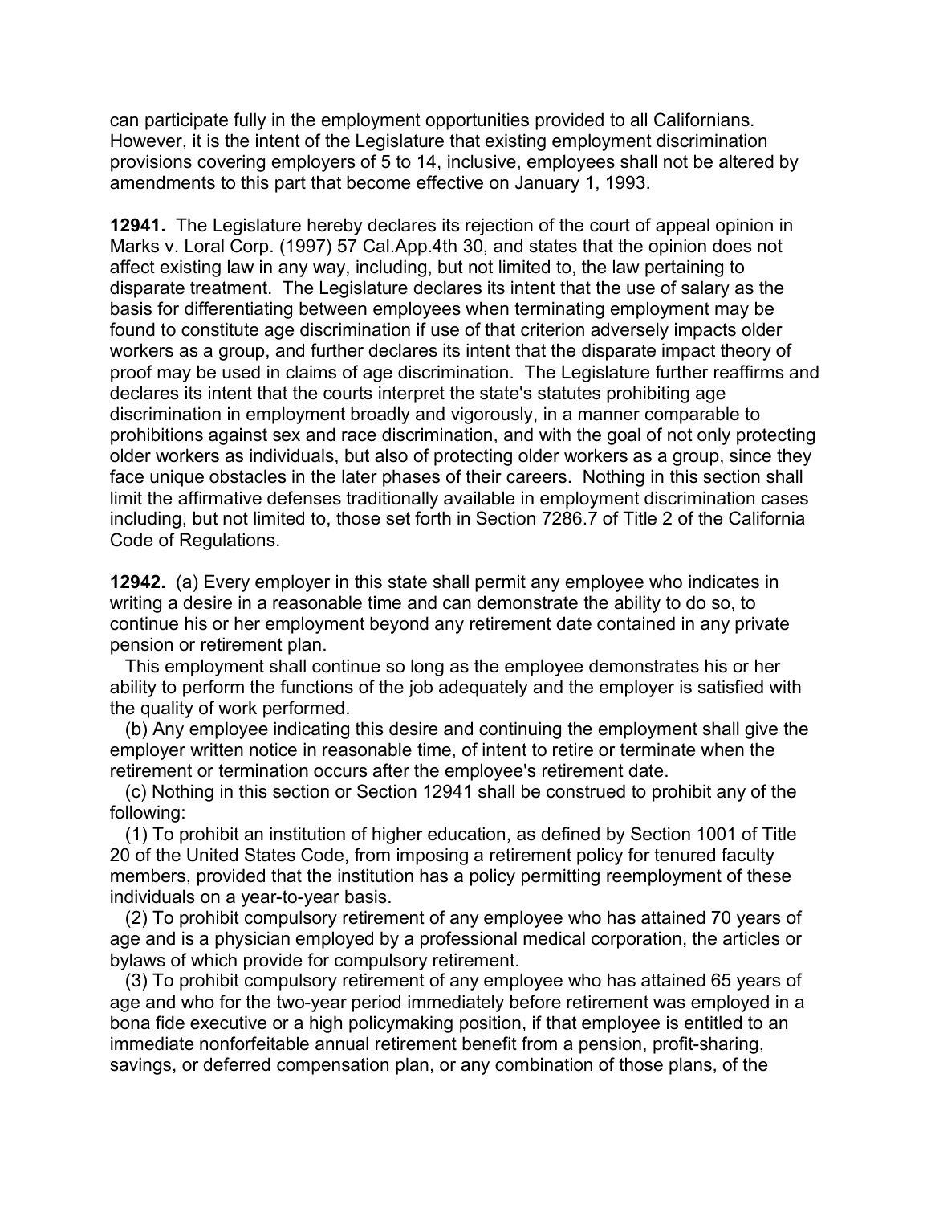can participate fully in the employment opportunities provided to all Californians. However, it is the intent of the Legislature that existing employment discrimination provisions covering employers of 5 to 14, inclusive, employees shall not be altered by amendments to this part that become effective on January 1, 1993.

**12941.** The Legislature hereby declares its rejection of the court of appeal opinion in Marks v. Loral Corp. (1997) 57 Cal.App.4th 30, and states that the opinion does not affect existing law in any way, including, but not limited to, the law pertaining to disparate treatment. The Legislature declares its intent that the use of salary as the basis for differentiating between employees when terminating employment may be found to constitute age discrimination if use of that criterion adversely impacts older workers as a group, and further declares its intent that the disparate impact theory of proof may be used in claims of age discrimination. The Legislature further reaffirms and declares its intent that the courts interpret the state's statutes prohibiting age discrimination in employment broadly and vigorously, in a manner comparable to prohibitions against sex and race discrimination, and with the goal of not only protecting older workers as individuals, but also of protecting older workers as a group, since they face unique obstacles in the later phases of their careers. Nothing in this section shall limit the affirmative defenses traditionally available in employment discrimination cases including, but not limited to, those set forth in Section 7286.7 of Title 2 of the California Code of Regulations.

**12942.** (a) Every employer in this state shall permit any employee who indicates in writing a desire in a reasonable time and can demonstrate the ability to do so, to continue his or her employment beyond any retirement date contained in any private pension or retirement plan.

This employment shall continue so long as the employee demonstrates his or her ability to perform the functions of the job adequately and the employer is satisfied with the quality of work performed.

(b) Any employee indicating this desire and continuing the employment shall give the employer written notice in reasonable time, of intent to retire or terminate when the retirement or termination occurs after the employee's retirement date.

(c) Nothing in this section or Section 12941 shall be construed to prohibit any of the following:

(1) To prohibit an institution of higher education, as defined by Section 1001 of Title 20 of the United States Code, from imposing a retirement policy for tenured faculty members, provided that the institution has a policy permitting reemployment of these individuals on a year-to-year basis.

(2) To prohibit compulsory retirement of any employee who has attained 70 years of age and is a physician employed by a professional medical corporation, the articles or bylaws of which provide for compulsory retirement.

(3) To prohibit compulsory retirement of any employee who has attained 65 years of age and who for the two-year period immediately before retirement was employed in a bona fide executive or a high policymaking position, if that employee is entitled to an immediate nonforfeitable annual retirement benefit from a pension, profit-sharing, savings, or deferred compensation plan, or any combination of those plans, of the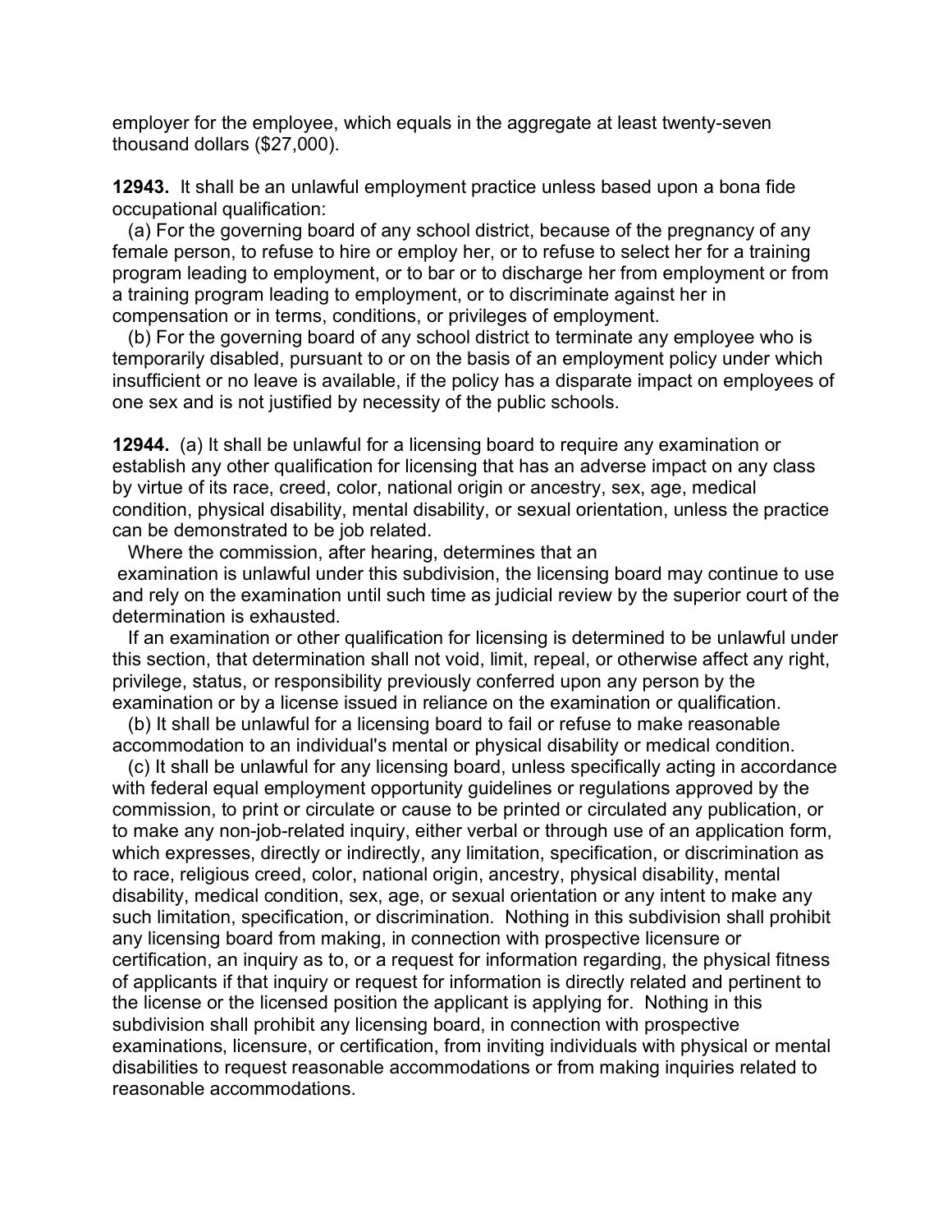employer for the employee, which equals in the aggregate at least twenty-seven thousand dollars ($27,000).

**12943.** It shall be an unlawful employment practice unless based upon a bona fide occupational qualification:

(a) For the governing board of any school district, because of the pregnancy of any female person, to refuse to hire or employ her, or to refuse to select her for a training program leading to employment, or to bar or to discharge her from employment or from a training program leading to employment, or to discriminate against her in compensation or in terms, conditions, or privileges of employment.

(b) For the governing board of any school district to terminate any employee who is temporarily disabled, pursuant to or on the basis of an employment policy under which insufficient or no leave is available, if the policy has a disparate impact on employees of one sex and is not justified by necessity of the public schools.

**12944.** (a) It shall be unlawful for a licensing board to require any examination or establish any other qualification for licensing that has an adverse impact on any class by virtue of its race, creed, color, national origin or ancestry, sex, age, medical condition, physical disability, mental disability, or sexual orientation, unless the practice can be demonstrated to be job related.

Where the commission, after hearing, determines that an examination is unlawful under this subdivision, the licensing board may continue to use and rely on the examination until such time as judicial review by the superior court of the determination is exhausted.

If an examination or other qualification for licensing is determined to be unlawful under this section, that determination shall not void, limit, repeal, or otherwise affect any right, privilege, status, or responsibility previously conferred upon any person by the examination or by a license issued in reliance on the examination or qualification.

(b) It shall be unlawful for a licensing board to fail or refuse to make reasonable accommodation to an individual's mental or physical disability or medical condition.

(c) It shall be unlawful for any licensing board, unless specifically acting in accordance with federal equal employment opportunity guidelines or regulations approved by the commission, to print or circulate or cause to be printed or circulated any publication, or to make any non-job-related inquiry, either verbal or through use of an application form, which expresses, directly or indirectly, any limitation, specification, or discrimination as to race, religious creed, color, national origin, ancestry, physical disability, mental disability, medical condition, sex, age, or sexual orientation or any intent to make any such limitation, specification, or discrimination. Nothing in this subdivision shall prohibit any licensing board from making, in connection with prospective licensure or certification, an inquiry as to, or a request for information regarding, the physical fitness of applicants if that inquiry or request for information is directly related and pertinent to the license or the licensed position the applicant is applying for. Nothing in this subdivision shall prohibit any licensing board, in connection with prospective examinations, licensure, or certification, from inviting individuals with physical or mental disabilities to request reasonable accommodations or from making inquiries related to reasonable accommodations.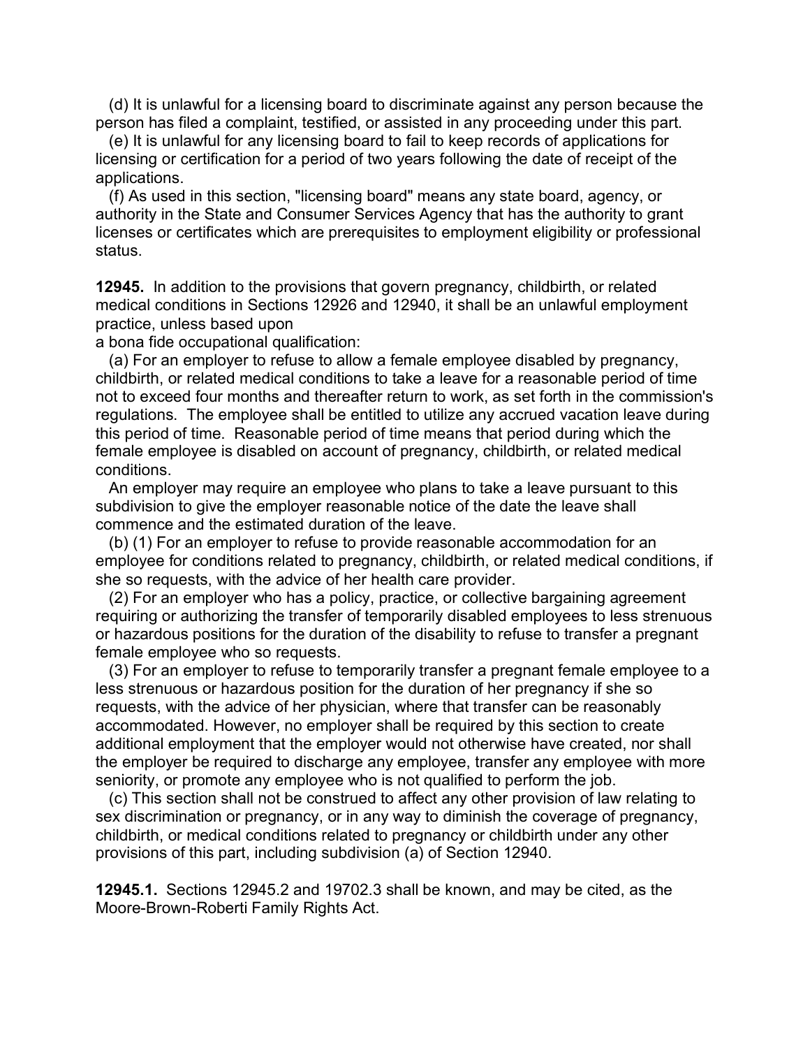(d) It is unlawful for a licensing board to discriminate against any person because the person has filed a complaint, testified, or assisted in any proceeding under this part.

(e) It is unlawful for any licensing board to fail to keep records of applications for licensing or certification for a period of two years following the date of receipt of the applications.

(f) As used in this section, "licensing board" means any state board, agency, or authority in the State and Consumer Services Agency that has the authority to grant licenses or certificates which are prerequisites to employment eligibility or professional status.

**12945.** In addition to the provisions that govern pregnancy, childbirth, or related medical conditions in Sections 12926 and 12940, it shall be an unlawful employment practice, unless based upon
a bona fide occupational qualification:

(a) For an employer to refuse to allow a female employee disabled by pregnancy, childbirth, or related medical conditions to take a leave for a reasonable period of time not to exceed four months and thereafter return to work, as set forth in the commission's regulations. The employee shall be entitled to utilize any accrued vacation leave during this period of time. Reasonable period of time means that period during which the female employee is disabled on account of pregnancy, childbirth, or related medical conditions.

An employer may require an employee who plans to take a leave pursuant to this subdivision to give the employer reasonable notice of the date the leave shall commence and the estimated duration of the leave.

(b) (1) For an employer to refuse to provide reasonable accommodation for an employee for conditions related to pregnancy, childbirth, or related medical conditions, if she so requests, with the advice of her health care provider.

(2) For an employer who has a policy, practice, or collective bargaining agreement requiring or authorizing the transfer of temporarily disabled employees to less strenuous or hazardous positions for the duration of the disability to refuse to transfer a pregnant female employee who so requests.

(3) For an employer to refuse to temporarily transfer a pregnant female employee to a less strenuous or hazardous position for the duration of her pregnancy if she so requests, with the advice of her physician, where that transfer can be reasonably accommodated. However, no employer shall be required by this section to create additional employment that the employer would not otherwise have created, nor shall the employer be required to discharge any employee, transfer any employee with more seniority, or promote any employee who is not qualified to perform the job.

(c) This section shall not be construed to affect any other provision of law relating to sex discrimination or pregnancy, or in any way to diminish the coverage of pregnancy, childbirth, or medical conditions related to pregnancy or childbirth under any other provisions of this part, including subdivision (a) of Section 12940.

**12945.1.** Sections 12945.2 and 19702.3 shall be known, and may be cited, as the Moore-Brown-Roberti Family Rights Act.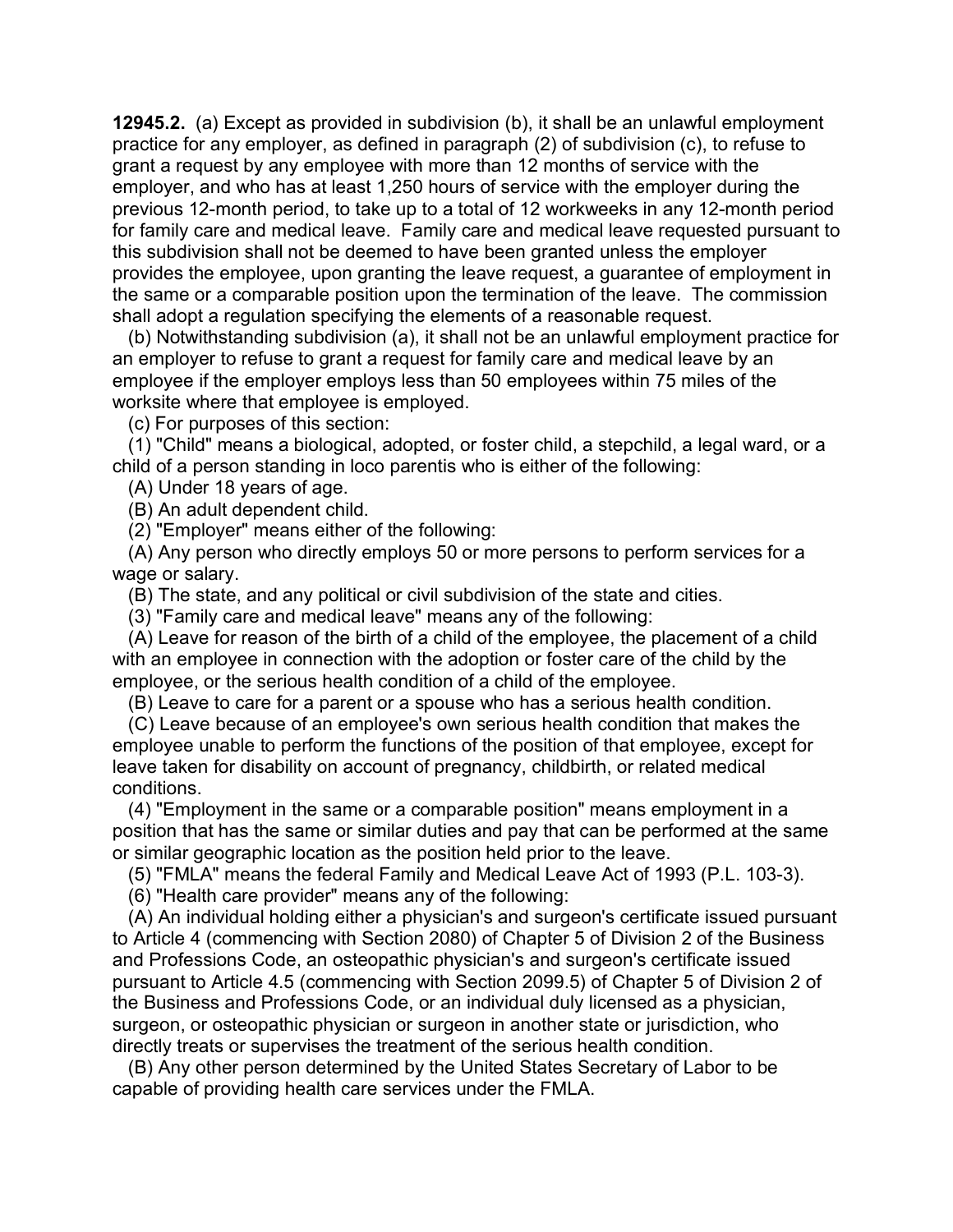**12945.2.** (a) Except as provided in subdivision (b), it shall be an unlawful employment practice for any employer, as defined in paragraph (2) of subdivision (c), to refuse to grant a request by any employee with more than 12 months of service with the employer, and who has at least 1,250 hours of service with the employer during the previous 12-month period, to take up to a total of 12 workweeks in any 12-month period for family care and medical leave. Family care and medical leave requested pursuant to this subdivision shall not be deemed to have been granted unless the employer provides the employee, upon granting the leave request, a guarantee of employment in the same or a comparable position upon the termination of the leave. The commission shall adopt a regulation specifying the elements of a reasonable request.

(b) Notwithstanding subdivision (a), it shall not be an unlawful employment practice for an employer to refuse to grant a request for family care and medical leave by an employee if the employer employs less than 50 employees within 75 miles of the worksite where that employee is employed.

(c) For purposes of this section:

(1) "Child" means a biological, adopted, or foster child, a stepchild, a legal ward, or a child of a person standing in loco parentis who is either of the following:

(A) Under 18 years of age.

(B) An adult dependent child.

(2) "Employer" means either of the following:

(A) Any person who directly employs 50 or more persons to perform services for a wage or salary.

(B) The state, and any political or civil subdivision of the state and cities.

(3) "Family care and medical leave" means any of the following:

(A) Leave for reason of the birth of a child of the employee, the placement of a child with an employee in connection with the adoption or foster care of the child by the employee, or the serious health condition of a child of the employee.

(B) Leave to care for a parent or a spouse who has a serious health condition.

(C) Leave because of an employee's own serious health condition that makes the employee unable to perform the functions of the position of that employee, except for leave taken for disability on account of pregnancy, childbirth, or related medical conditions.

(4) "Employment in the same or a comparable position" means employment in a position that has the same or similar duties and pay that can be performed at the same or similar geographic location as the position held prior to the leave.

(5) "FMLA" means the federal Family and Medical Leave Act of 1993 (P.L. 103-3).

(6) "Health care provider" means any of the following:

(A) An individual holding either a physician's and surgeon's certificate issued pursuant to Article 4 (commencing with Section 2080) of Chapter 5 of Division 2 of the Business and Professions Code, an osteopathic physician's and surgeon's certificate issued pursuant to Article 4.5 (commencing with Section 2099.5) of Chapter 5 of Division 2 of the Business and Professions Code, or an individual duly licensed as a physician, surgeon, or osteopathic physician or surgeon in another state or jurisdiction, who directly treats or supervises the treatment of the serious health condition.

(B) Any other person determined by the United States Secretary of Labor to be capable of providing health care services under the FMLA.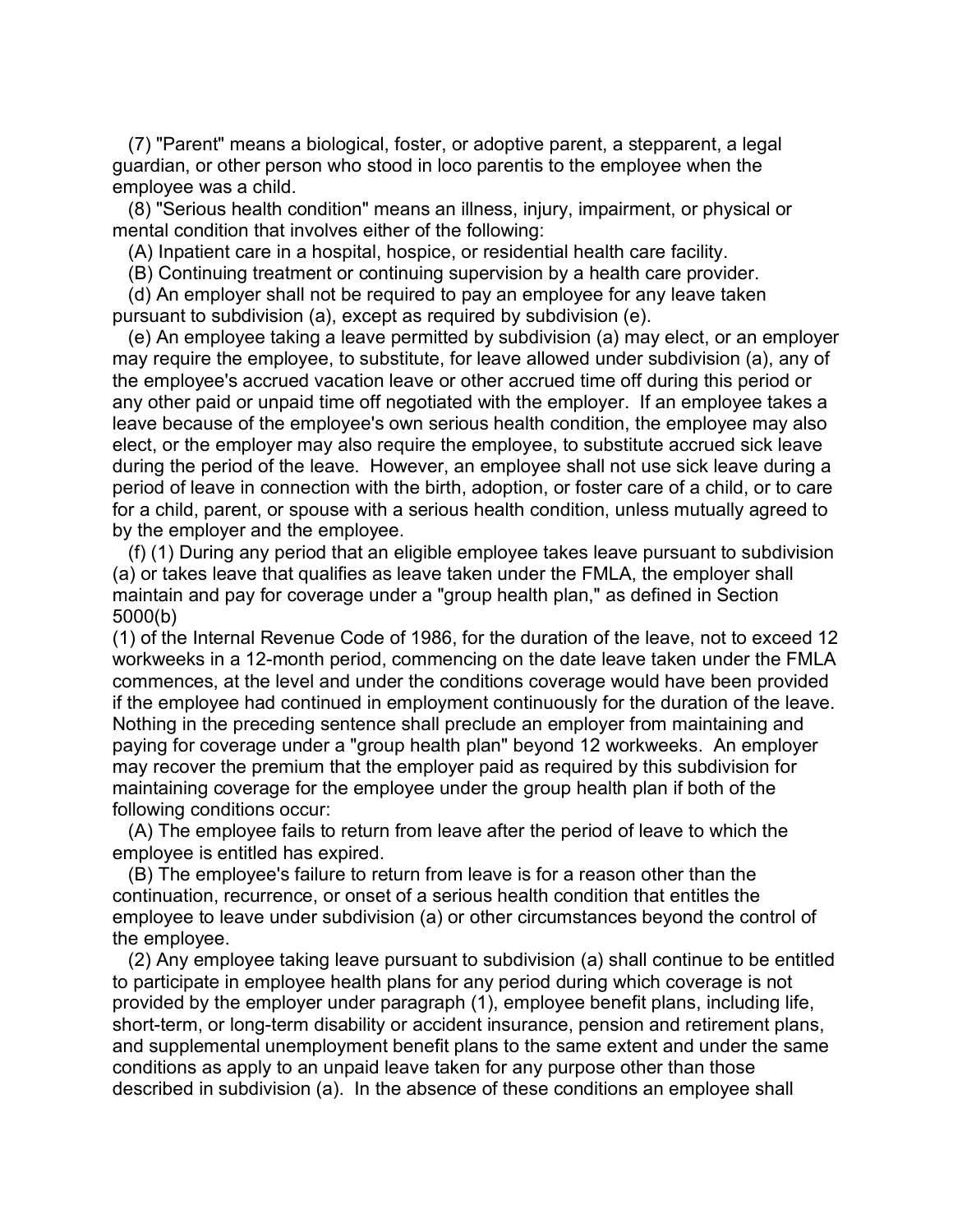(7) "Parent" means a biological, foster, or adoptive parent, a stepparent, a legal guardian, or other person who stood in loco parentis to the employee when the employee was a child.

(8) "Serious health condition" means an illness, injury, impairment, or physical or mental condition that involves either of the following:

(A) Inpatient care in a hospital, hospice, or residential health care facility.

(B) Continuing treatment or continuing supervision by a health care provider.

(d) An employer shall not be required to pay an employee for any leave taken pursuant to subdivision (a), except as required by subdivision (e).

(e) An employee taking a leave permitted by subdivision (a) may elect, or an employer may require the employee, to substitute, for leave allowed under subdivision (a), any of the employee's accrued vacation leave or other accrued time off during this period or any other paid or unpaid time off negotiated with the employer. If an employee takes a leave because of the employee's own serious health condition, the employee may also elect, or the employer may also require the employee, to substitute accrued sick leave during the period of the leave. However, an employee shall not use sick leave during a period of leave in connection with the birth, adoption, or foster care of a child, or to care for a child, parent, or spouse with a serious health condition, unless mutually agreed to by the employer and the employee.

(f) (1) During any period that an eligible employee takes leave pursuant to subdivision (a) or takes leave that qualifies as leave taken under the FMLA, the employer shall maintain and pay for coverage under a "group health plan," as defined in Section 5000(b)
(1) of the Internal Revenue Code of 1986, for the duration of the leave, not to exceed 12 workweeks in a 12-month period, commencing on the date leave taken under the FMLA commences, at the level and under the conditions coverage would have been provided if the employee had continued in employment continuously for the duration of the leave. Nothing in the preceding sentence shall preclude an employer from maintaining and paying for coverage under a "group health plan" beyond 12 workweeks. An employer may recover the premium that the employer paid as required by this subdivision for maintaining coverage for the employee under the group health plan if both of the following conditions occur:

(A) The employee fails to return from leave after the period of leave to which the employee is entitled has expired.

(B) The employee's failure to return from leave is for a reason other than the continuation, recurrence, or onset of a serious health condition that entitles the employee to leave under subdivision (a) or other circumstances beyond the control of the employee.

(2) Any employee taking leave pursuant to subdivision (a) shall continue to be entitled to participate in employee health plans for any period during which coverage is not provided by the employer under paragraph (1), employee benefit plans, including life, short-term, or long-term disability or accident insurance, pension and retirement plans, and supplemental unemployment benefit plans to the same extent and under the same conditions as apply to an unpaid leave taken for any purpose other than those described in subdivision (a). In the absence of these conditions an employee shall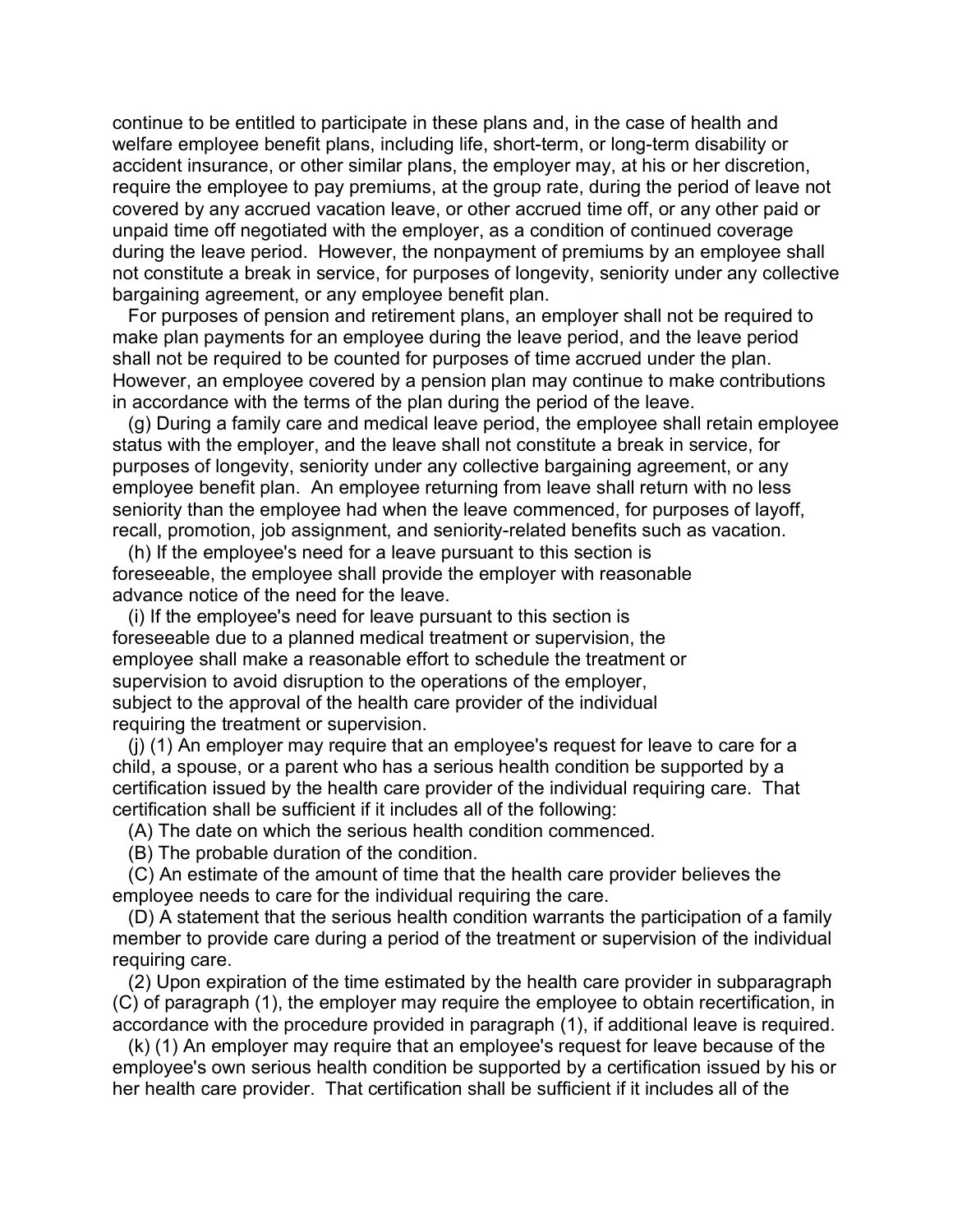continue to be entitled to participate in these plans and, in the case of health and welfare employee benefit plans, including life, short-term, or long-term disability or accident insurance, or other similar plans, the employer may, at his or her discretion, require the employee to pay premiums, at the group rate, during the period of leave not covered by any accrued vacation leave, or other accrued time off, or any other paid or unpaid time off negotiated with the employer, as a condition of continued coverage during the leave period. However, the nonpayment of premiums by an employee shall not constitute a break in service, for purposes of longevity, seniority under any collective bargaining agreement, or any employee benefit plan.

For purposes of pension and retirement plans, an employer shall not be required to make plan payments for an employee during the leave period, and the leave period shall not be required to be counted for purposes of time accrued under the plan. However, an employee covered by a pension plan may continue to make contributions in accordance with the terms of the plan during the period of the leave.

(g) During a family care and medical leave period, the employee shall retain employee status with the employer, and the leave shall not constitute a break in service, for purposes of longevity, seniority under any collective bargaining agreement, or any employee benefit plan. An employee returning from leave shall return with no less seniority than the employee had when the leave commenced, for purposes of layoff, recall, promotion, job assignment, and seniority-related benefits such as vacation.

(h) If the employee's need for a leave pursuant to this section is foreseeable, the employee shall provide the employer with reasonable advance notice of the need for the leave.

(i) If the employee's need for leave pursuant to this section is foreseeable due to a planned medical treatment or supervision, the employee shall make a reasonable effort to schedule the treatment or supervision to avoid disruption to the operations of the employer, subject to the approval of the health care provider of the individual requiring the treatment or supervision.

(j) (1) An employer may require that an employee's request for leave to care for a child, a spouse, or a parent who has a serious health condition be supported by a certification issued by the health care provider of the individual requiring care. That certification shall be sufficient if it includes all of the following:

(A) The date on which the serious health condition commenced.

(B) The probable duration of the condition.

(C) An estimate of the amount of time that the health care provider believes the employee needs to care for the individual requiring the care.

(D) A statement that the serious health condition warrants the participation of a family member to provide care during a period of the treatment or supervision of the individual requiring care.

(2) Upon expiration of the time estimated by the health care provider in subparagraph (C) of paragraph (1), the employer may require the employee to obtain recertification, in accordance with the procedure provided in paragraph (1), if additional leave is required.

(k) (1) An employer may require that an employee's request for leave because of the employee's own serious health condition be supported by a certification issued by his or her health care provider. That certification shall be sufficient if it includes all of the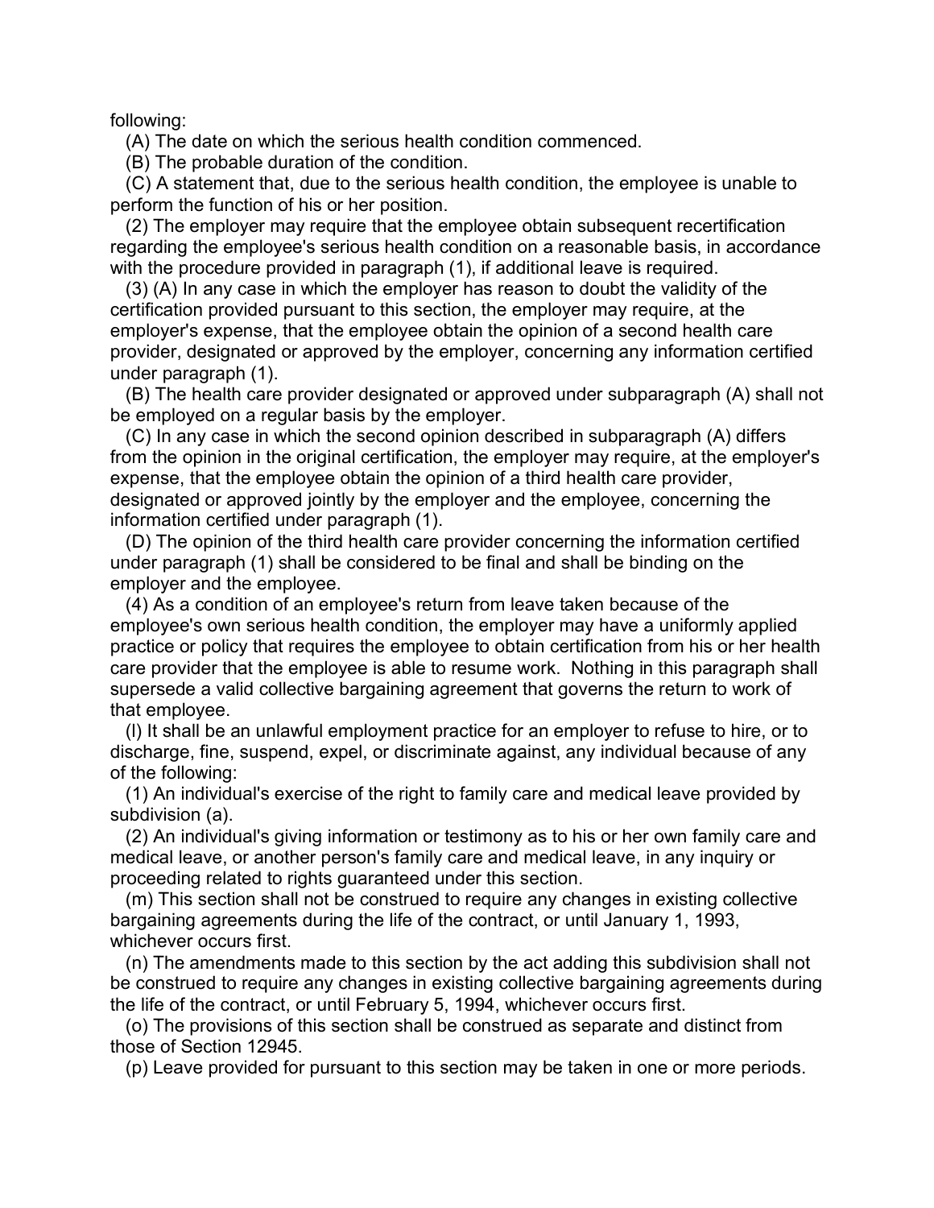following:

(A) The date on which the serious health condition commenced.

(B) The probable duration of the condition.

(C) A statement that, due to the serious health condition, the employee is unable to perform the function of his or her position.

(2) The employer may require that the employee obtain subsequent recertification regarding the employee's serious health condition on a reasonable basis, in accordance with the procedure provided in paragraph (1), if additional leave is required.

(3) (A) In any case in which the employer has reason to doubt the validity of the certification provided pursuant to this section, the employer may require, at the employer's expense, that the employee obtain the opinion of a second health care provider, designated or approved by the employer, concerning any information certified under paragraph (1).

(B) The health care provider designated or approved under subparagraph (A) shall not be employed on a regular basis by the employer.

(C) In any case in which the second opinion described in subparagraph (A) differs from the opinion in the original certification, the employer may require, at the employer's expense, that the employee obtain the opinion of a third health care provider, designated or approved jointly by the employer and the employee, concerning the information certified under paragraph (1).

(D) The opinion of the third health care provider concerning the information certified under paragraph (1) shall be considered to be final and shall be binding on the employer and the employee.

(4) As a condition of an employee's return from leave taken because of the employee's own serious health condition, the employer may have a uniformly applied practice or policy that requires the employee to obtain certification from his or her health care provider that the employee is able to resume work. Nothing in this paragraph shall supersede a valid collective bargaining agreement that governs the return to work of that employee.

(l) It shall be an unlawful employment practice for an employer to refuse to hire, or to discharge, fine, suspend, expel, or discriminate against, any individual because of any of the following:

(1) An individual's exercise of the right to family care and medical leave provided by subdivision (a).

(2) An individual's giving information or testimony as to his or her own family care and medical leave, or another person's family care and medical leave, in any inquiry or proceeding related to rights guaranteed under this section.

(m) This section shall not be construed to require any changes in existing collective bargaining agreements during the life of the contract, or until January 1, 1993, whichever occurs first.

(n) The amendments made to this section by the act adding this subdivision shall not be construed to require any changes in existing collective bargaining agreements during the life of the contract, or until February 5, 1994, whichever occurs first.

(o) The provisions of this section shall be construed as separate and distinct from those of Section 12945.

(p) Leave provided for pursuant to this section may be taken in one or more periods.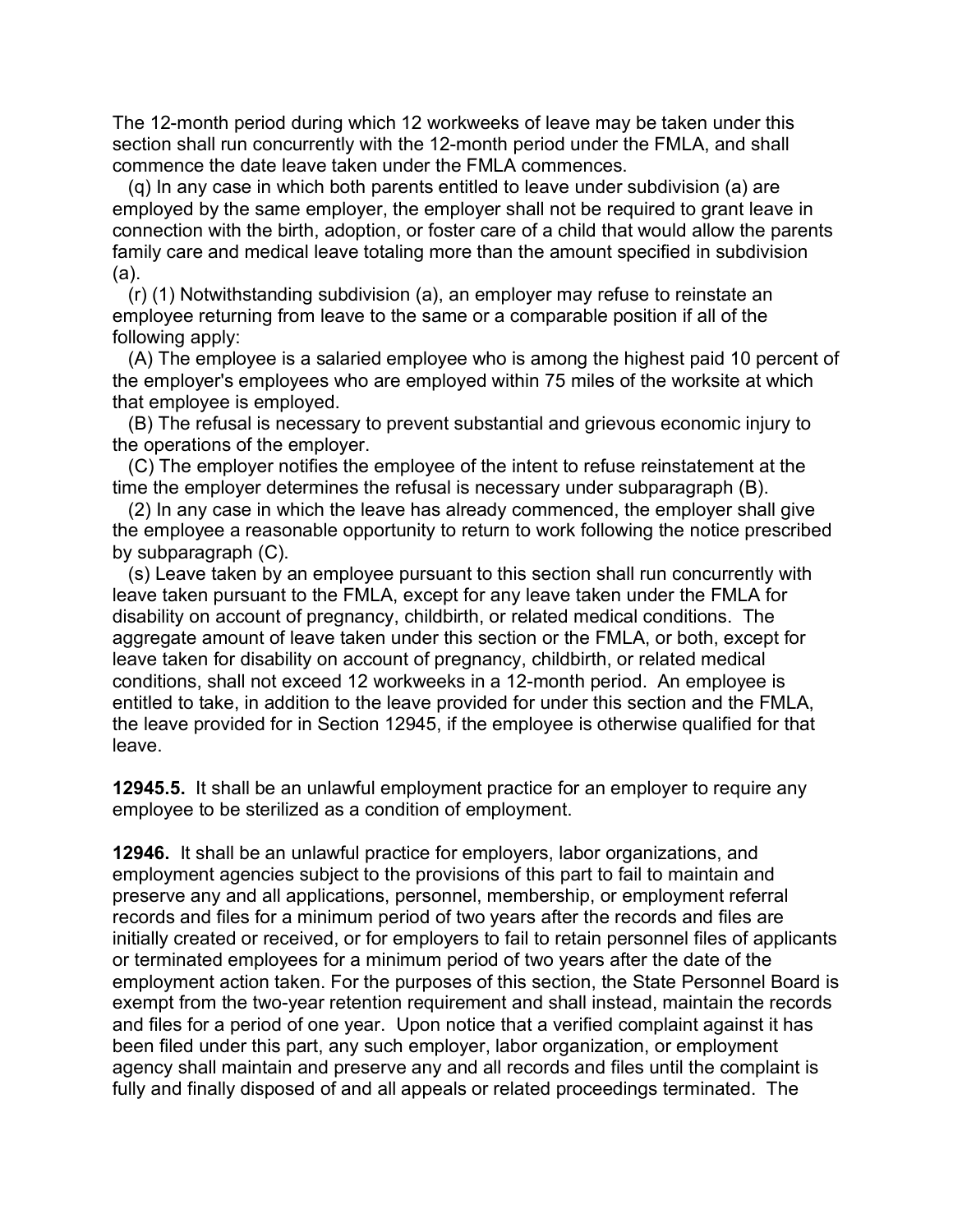The 12-month period during which 12 workweeks of leave may be taken under this section shall run concurrently with the 12-month period under the FMLA, and shall commence the date leave taken under the FMLA commences.

(q) In any case in which both parents entitled to leave under subdivision (a) are employed by the same employer, the employer shall not be required to grant leave in connection with the birth, adoption, or foster care of a child that would allow the parents family care and medical leave totaling more than the amount specified in subdivision (a).

(r) (1) Notwithstanding subdivision (a), an employer may refuse to reinstate an employee returning from leave to the same or a comparable position if all of the following apply:

(A) The employee is a salaried employee who is among the highest paid 10 percent of the employer's employees who are employed within 75 miles of the worksite at which that employee is employed.

(B) The refusal is necessary to prevent substantial and grievous economic injury to the operations of the employer.

(C) The employer notifies the employee of the intent to refuse reinstatement at the time the employer determines the refusal is necessary under subparagraph (B).

(2) In any case in which the leave has already commenced, the employer shall give the employee a reasonable opportunity to return to work following the notice prescribed by subparagraph (C).

(s) Leave taken by an employee pursuant to this section shall run concurrently with leave taken pursuant to the FMLA, except for any leave taken under the FMLA for disability on account of pregnancy, childbirth, or related medical conditions. The aggregate amount of leave taken under this section or the FMLA, or both, except for leave taken for disability on account of pregnancy, childbirth, or related medical conditions, shall not exceed 12 workweeks in a 12-month period. An employee is entitled to take, in addition to the leave provided for under this section and the FMLA, the leave provided for in Section 12945, if the employee is otherwise qualified for that leave.

**12945.5.** It shall be an unlawful employment practice for an employer to require any employee to be sterilized as a condition of employment.

**12946.** It shall be an unlawful practice for employers, labor organizations, and employment agencies subject to the provisions of this part to fail to maintain and preserve any and all applications, personnel, membership, or employment referral records and files for a minimum period of two years after the records and files are initially created or received, or for employers to fail to retain personnel files of applicants or terminated employees for a minimum period of two years after the date of the employment action taken. For the purposes of this section, the State Personnel Board is exempt from the two-year retention requirement and shall instead, maintain the records and files for a period of one year. Upon notice that a verified complaint against it has been filed under this part, any such employer, labor organization, or employment agency shall maintain and preserve any and all records and files until the complaint is fully and finally disposed of and all appeals or related proceedings terminated. The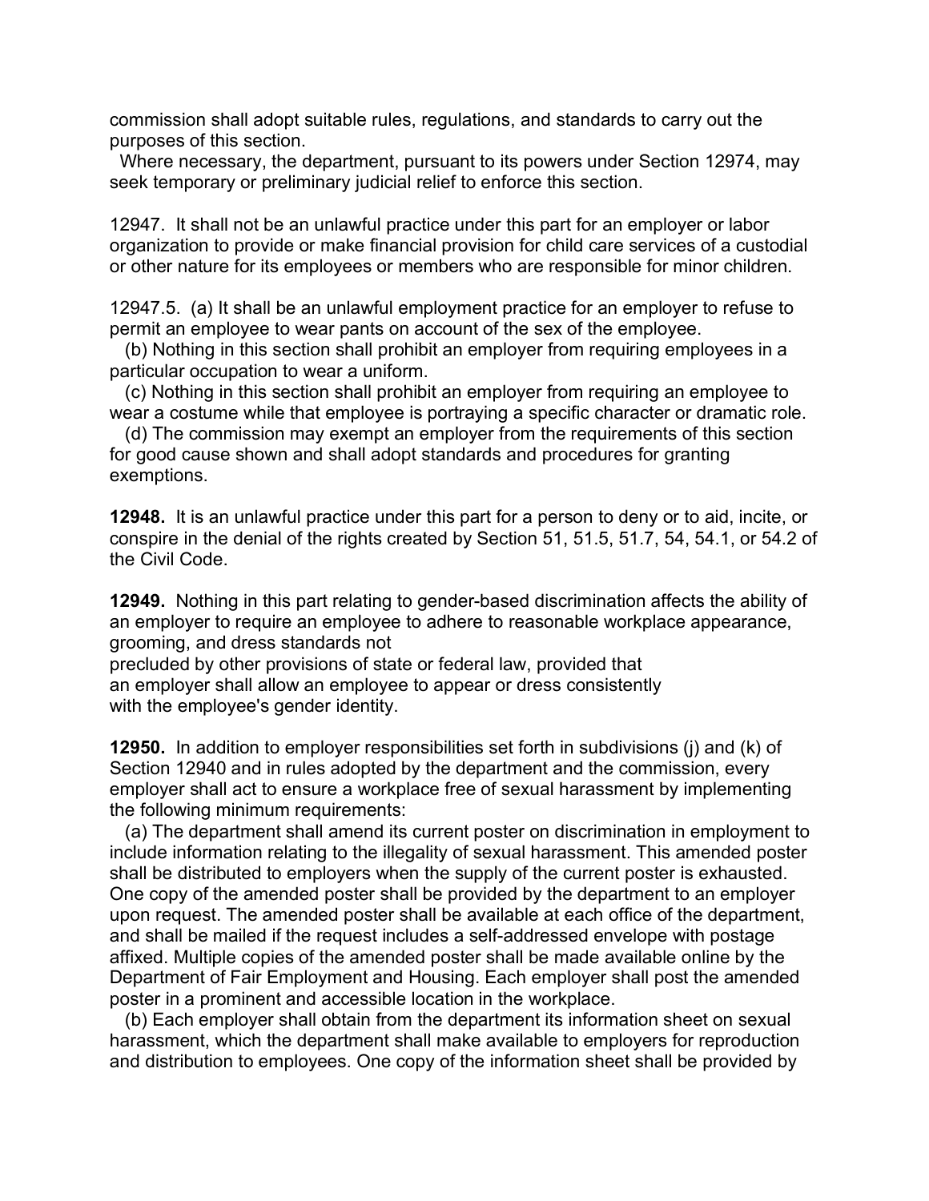commission shall adopt suitable rules, regulations, and standards to carry out the purposes of this section.

Where necessary, the department, pursuant to its powers under Section 12974, may seek temporary or preliminary judicial relief to enforce this section.

12947. It shall not be an unlawful practice under this part for an employer or labor organization to provide or make financial provision for child care services of a custodial or other nature for its employees or members who are responsible for minor children.

12947.5. (a) It shall be an unlawful employment practice for an employer to refuse to permit an employee to wear pants on account of the sex of the employee.

(b) Nothing in this section shall prohibit an employer from requiring employees in a particular occupation to wear a uniform.

(c) Nothing in this section shall prohibit an employer from requiring an employee to wear a costume while that employee is portraying a specific character or dramatic role.

(d) The commission may exempt an employer from the requirements of this section for good cause shown and shall adopt standards and procedures for granting exemptions.

**12948.** It is an unlawful practice under this part for a person to deny or to aid, incite, or conspire in the denial of the rights created by Section 51, 51.5, 51.7, 54, 54.1, or 54.2 of the Civil Code.

**12949.** Nothing in this part relating to gender-based discrimination affects the ability of an employer to require an employee to adhere to reasonable workplace appearance, grooming, and dress standards not precluded by other provisions of state or federal law, provided that an employer shall allow an employee to appear or dress consistently with the employee's gender identity.

**12950.** In addition to employer responsibilities set forth in subdivisions (j) and (k) of Section 12940 and in rules adopted by the department and the commission, every employer shall act to ensure a workplace free of sexual harassment by implementing the following minimum requirements:

(a) The department shall amend its current poster on discrimination in employment to include information relating to the illegality of sexual harassment. This amended poster shall be distributed to employers when the supply of the current poster is exhausted. One copy of the amended poster shall be provided by the department to an employer upon request. The amended poster shall be available at each office of the department, and shall be mailed if the request includes a self-addressed envelope with postage affixed. Multiple copies of the amended poster shall be made available online by the Department of Fair Employment and Housing. Each employer shall post the amended poster in a prominent and accessible location in the workplace.

(b) Each employer shall obtain from the department its information sheet on sexual harassment, which the department shall make available to employers for reproduction and distribution to employees. One copy of the information sheet shall be provided by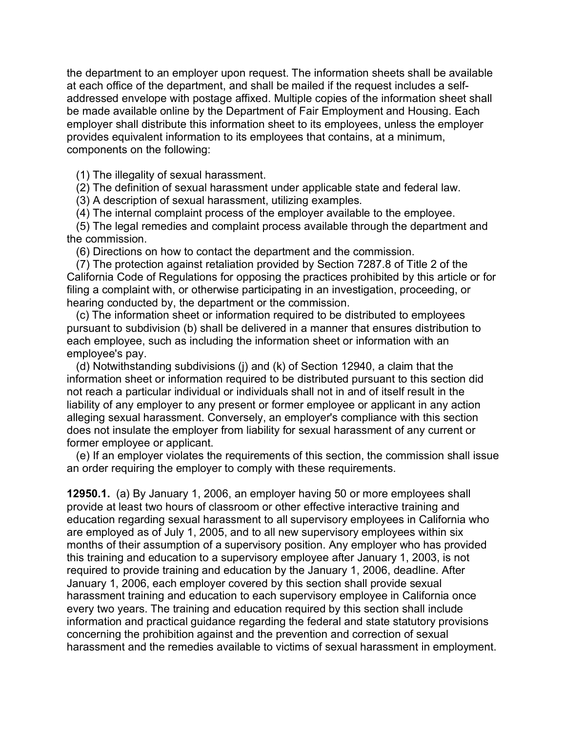the department to an employer upon request. The information sheets shall be available at each office of the department, and shall be mailed if the request includes a self-addressed envelope with postage affixed. Multiple copies of the information sheet shall be made available online by the Department of Fair Employment and Housing. Each employer shall distribute this information sheet to its employees, unless the employer provides equivalent information to its employees that contains, at a minimum, components on the following:

(1) The illegality of sexual harassment.
(2) The definition of sexual harassment under applicable state and federal law.
(3) A description of sexual harassment, utilizing examples.
(4) The internal complaint process of the employer available to the employee.
(5) The legal remedies and complaint process available through the department and the commission.
(6) Directions on how to contact the department and the commission.
(7) The protection against retaliation provided by Section 7287.8 of Title 2 of the California Code of Regulations for opposing the practices prohibited by this article or for filing a complaint with, or otherwise participating in an investigation, proceeding, or hearing conducted by, the department or the commission.

(c) The information sheet or information required to be distributed to employees pursuant to subdivision (b) shall be delivered in a manner that ensures distribution to each employee, such as including the information sheet or information with an employee's pay.

(d) Notwithstanding subdivisions (j) and (k) of Section 12940, a claim that the information sheet or information required to be distributed pursuant to this section did not reach a particular individual or individuals shall not in and of itself result in the liability of any employer to any present or former employee or applicant in any action alleging sexual harassment. Conversely, an employer's compliance with this section does not insulate the employer from liability for sexual harassment of any current or former employee or applicant.

(e) If an employer violates the requirements of this section, the commission shall issue an order requiring the employer to comply with these requirements.

**12950.1.** (a) By January 1, 2006, an employer having 50 or more employees shall provide at least two hours of classroom or other effective interactive training and education regarding sexual harassment to all supervisory employees in California who are employed as of July 1, 2005, and to all new supervisory employees within six months of their assumption of a supervisory position. Any employer who has provided this training and education to a supervisory employee after January 1, 2003, is not required to provide training and education by the January 1, 2006, deadline. After January 1, 2006, each employer covered by this section shall provide sexual harassment training and education to each supervisory employee in California once every two years. The training and education required by this section shall include information and practical guidance regarding the federal and state statutory provisions concerning the prohibition against and the prevention and correction of sexual harassment and the remedies available to victims of sexual harassment in employment.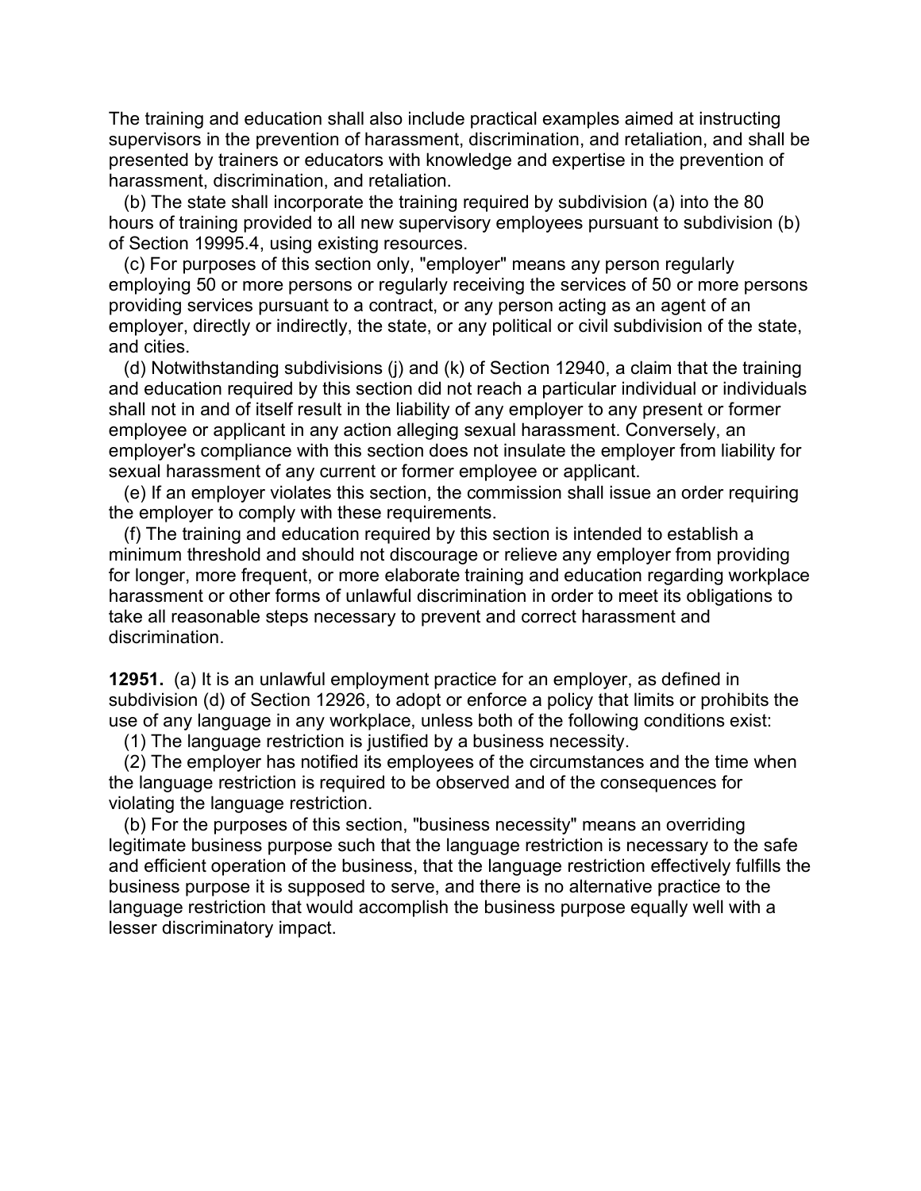The training and education shall also include practical examples aimed at instructing supervisors in the prevention of harassment, discrimination, and retaliation, and shall be presented by trainers or educators with knowledge and expertise in the prevention of harassment, discrimination, and retaliation.

(b) The state shall incorporate the training required by subdivision (a) into the 80 hours of training provided to all new supervisory employees pursuant to subdivision (b) of Section 19995.4, using existing resources.

(c) For purposes of this section only, "employer" means any person regularly employing 50 or more persons or regularly receiving the services of 50 or more persons providing services pursuant to a contract, or any person acting as an agent of an employer, directly or indirectly, the state, or any political or civil subdivision of the state, and cities.

(d) Notwithstanding subdivisions (j) and (k) of Section 12940, a claim that the training and education required by this section did not reach a particular individual or individuals shall not in and of itself result in the liability of any employer to any present or former employee or applicant in any action alleging sexual harassment. Conversely, an employer's compliance with this section does not insulate the employer from liability for sexual harassment of any current or former employee or applicant.

(e) If an employer violates this section, the commission shall issue an order requiring the employer to comply with these requirements.

(f) The training and education required by this section is intended to establish a minimum threshold and should not discourage or relieve any employer from providing for longer, more frequent, or more elaborate training and education regarding workplace harassment or other forms of unlawful discrimination in order to meet its obligations to take all reasonable steps necessary to prevent and correct harassment and discrimination.

**12951.** (a) It is an unlawful employment practice for an employer, as defined in subdivision (d) of Section 12926, to adopt or enforce a policy that limits or prohibits the use of any language in any workplace, unless both of the following conditions exist:

(1) The language restriction is justified by a business necessity.

(2) The employer has notified its employees of the circumstances and the time when the language restriction is required to be observed and of the consequences for violating the language restriction.

(b) For the purposes of this section, "business necessity" means an overriding legitimate business purpose such that the language restriction is necessary to the safe and efficient operation of the business, that the language restriction effectively fulfills the business purpose it is supposed to serve, and there is no alternative practice to the language restriction that would accomplish the business purpose equally well with a lesser discriminatory impact.